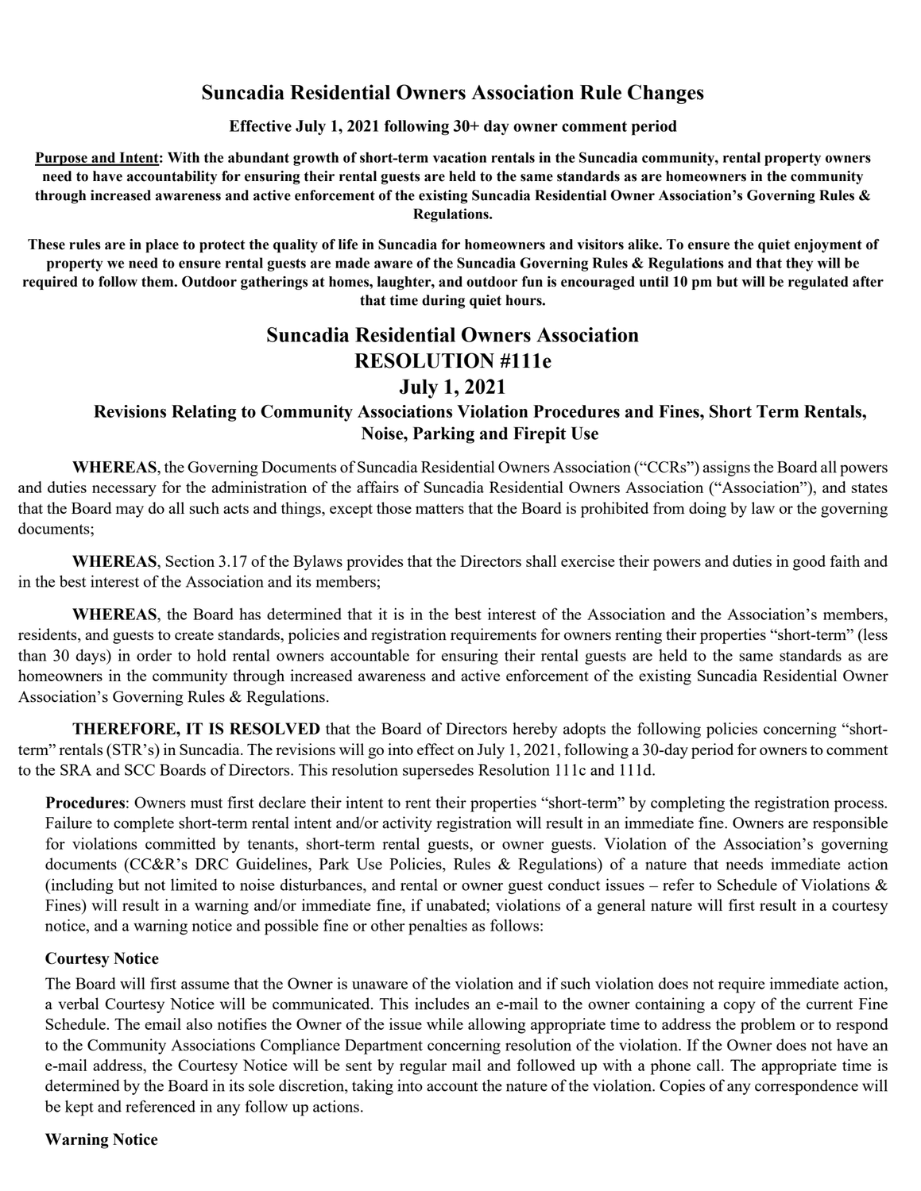# Suncadia Residential Owners Association Rule Changes

**Effective July 1, 2021 following 30+ day owner comment period**

**<u>Purpose and Intent</u>: With the abundant growth of short-term vacation rentals in the Suncadia community, rental property owners need to have accountability for ensuring their rental guests are held to the same standards as are homeowners in the community through increased awareness and active enforcement of the existing Suncadia Residential Owner Association's Governing Rules & Regulations.**

**These rules are in place to protect the quality of life in Suncadia for homeowners and visitors alike. To ensure the quiet enjoyment of property we need to ensure rental guests are made aware of the Suncadia Governing Rules & Regulations and that they will be required to follow them. Outdoor gatherings at homes, laughter, and outdoor fun is encouraged until 10 pm but will be regulated after that time during quiet hours.**

## Suncadia Residential Owners Association
## RESOLUTION #111e
## July 1, 2021

### Revisions Relating to Community Associations Violation Procedures and Fines, Short Term Rentals, Noise, Parking and Firepit Use

**WHEREAS**, the Governing Documents of Suncadia Residential Owners Association ("CCRs") assigns the Board all powers and duties necessary for the administration of the affairs of Suncadia Residential Owners Association ("Association"), and states that the Board may do all such acts and things, except those matters that the Board is prohibited from doing by law or the governing documents;

**WHEREAS**, Section 3.17 of the Bylaws provides that the Directors shall exercise their powers and duties in good faith and in the best interest of the Association and its members;

**WHEREAS**, the Board has determined that it is in the best interest of the Association and the Association's members, residents, and guests to create standards, policies and registration requirements for owners renting their properties "short-term" (less than 30 days) in order to hold rental owners accountable for ensuring their rental guests are held to the same standards as are homeowners in the community through increased awareness and active enforcement of the existing Suncadia Residential Owner Association's Governing Rules & Regulations.

**THEREFORE, IT IS RESOLVED** that the Board of Directors hereby adopts the following policies concerning "short-term" rentals (STR's) in Suncadia. The revisions will go into effect on July 1, 2021, following a 30-day period for owners to comment to the SRA and SCC Boards of Directors. This resolution supersedes Resolution 111c and 111d.

**Procedures**: Owners must first declare their intent to rent their properties "short-term" by completing the registration process. Failure to complete short-term rental intent and/or activity registration will result in an immediate fine. Owners are responsible for violations committed by tenants, short-term rental guests, or owner guests. Violation of the Association's governing documents (CC&R's DRC Guidelines, Park Use Policies, Rules & Regulations) of a nature that needs immediate action (including but not limited to noise disturbances, and rental or owner guest conduct issues – refer to Schedule of Violations & Fines) will result in a warning and/or immediate fine, if unabated; violations of a general nature will first result in a courtesy notice, and a warning notice and possible fine or other penalties as follows:

**Courtesy Notice**

The Board will first assume that the Owner is unaware of the violation and if such violation does not require immediate action, a verbal Courtesy Notice will be communicated. This includes an e-mail to the owner containing a copy of the current Fine Schedule. The email also notifies the Owner of the issue while allowing appropriate time to address the problem or to respond to the Community Associations Compliance Department concerning resolution of the violation. If the Owner does not have an e-mail address, the Courtesy Notice will be sent by regular mail and followed up with a phone call. The appropriate time is determined by the Board in its sole discretion, taking into account the nature of the violation. Copies of any correspondence will be kept and referenced in any follow up actions.

**Warning Notice**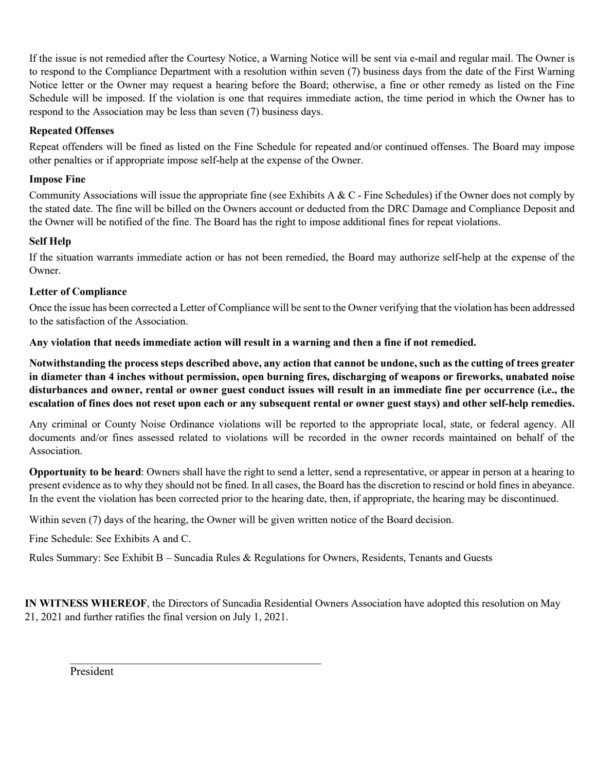If the issue is not remedied after the Courtesy Notice, a Warning Notice will be sent via e-mail and regular mail. The Owner is to respond to the Compliance Department with a resolution within seven (7) business days from the date of the First Warning Notice letter or the Owner may request a hearing before the Board; otherwise, a fine or other remedy as listed on the Fine Schedule will be imposed. If the violation is one that requires immediate action, the time period in which the Owner has to respond to the Association may be less than seven (7) business days.

**Repeated Offenses**

Repeat offenders will be fined as listed on the Fine Schedule for repeated and/or continued offenses. The Board may impose other penalties or if appropriate impose self-help at the expense of the Owner.

**Impose Fine**

Community Associations will issue the appropriate fine (see Exhibits A & C - Fine Schedules) if the Owner does not comply by the stated date. The fine will be billed on the Owners account or deducted from the DRC Damage and Compliance Deposit and the Owner will be notified of the fine. The Board has the right to impose additional fines for repeat violations.

**Self Help**

If the situation warrants immediate action or has not been remedied, the Board may authorize self-help at the expense of the Owner.

**Letter of Compliance**

Once the issue has been corrected a Letter of Compliance will be sent to the Owner verifying that the violation has been addressed to the satisfaction of the Association.

**Any violation that needs immediate action will result in a warning and then a fine if not remedied.**

**Notwithstanding the process steps described above, any action that cannot be undone, such as the cutting of trees greater in diameter than 4 inches without permission, open burning fires, discharging of weapons or fireworks, unabated noise disturbances and owner, rental or owner guest conduct issues will result in an immediate fine per occurrence (i.e., the escalation of fines does not reset upon each or any subsequent rental or owner guest stays) and other self-help remedies.**

Any criminal or County Noise Ordinance violations will be reported to the appropriate local, state, or federal agency. All documents and/or fines assessed related to violations will be recorded in the owner records maintained on behalf of the Association.

**Opportunity to be heard**: Owners shall have the right to send a letter, send a representative, or appear in person at a hearing to present evidence as to why they should not be fined. In all cases, the Board has the discretion to rescind or hold fines in abeyance. In the event the violation has been corrected prior to the hearing date, then, if appropriate, the hearing may be discontinued.

Within seven (7) days of the hearing, the Owner will be given written notice of the Board decision.

Fine Schedule: See Exhibits A and C.

Rules Summary: See Exhibit B – Suncadia Rules & Regulations for Owners, Residents, Tenants and Guests

**IN WITNESS WHEREOF**, the Directors of Suncadia Residential Owners Association have adopted this resolution on May 21, 2021 and further ratifies the final version on July 1, 2021.

\_\_\_\_\_\_\_\_\_\_\_\_\_\_\_\_\_\_\_\_\_\_\_\_\_\_\_\_\_\_\_\_\_\_\_\_\_\_\_\_\_\_\_\_

President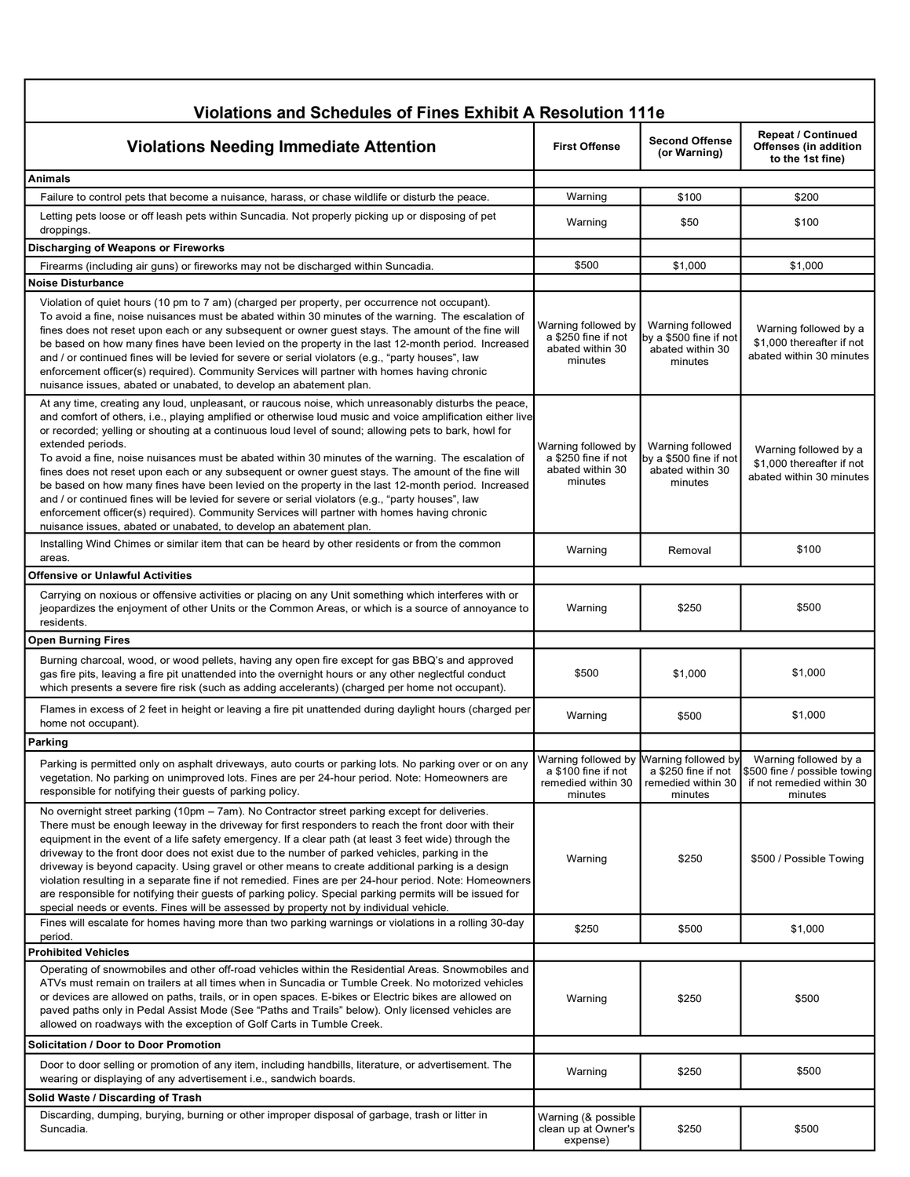## Violations and Schedules of Fines Exhibit A Resolution 111e

| Violations Needing Immediate Attention | First Offense | Second Offense (or Warning) | Repeat / Continued Offenses (in addition to the 1st fine) |
|---|---|---|---|
| **Animals** | | | |
| Failure to control pets that become a nuisance, harass, or chase wildlife or disturb the peace. | Warning | $100 | $200 |
| Letting pets loose or off leash pets within Suncadia. Not properly picking up or disposing of pet droppings. | Warning | $50 | $100 |
| **Discharging of Weapons or Fireworks** | | | |
| Firearms (including air guns) or fireworks may not be discharged within Suncadia. | $500 | $1,000 | $1,000 |
| **Noise Disturbance** | | | |
| Violation of quiet hours (10 pm to 7 am) (charged per property, per occurrence not occupant). To avoid a fine, noise nuisances must be abated within 30 minutes of the warning. The escalation of fines does not reset upon each or any subsequent or owner guest stays. The amount of the fine will be based on how many fines have been levied on the property in the last 12-month period. Increased and / or continued fines will be levied for severe or serial violators (e.g., "party houses", law enforcement officer(s) required). Community Services will partner with homes having chronic nuisance issues, abated or unabated, to develop an abatement plan. | Warning followed by a $250 fine if not abated within 30 minutes | Warning followed by a $500 fine if not abated within 30 minutes | Warning followed by a $1,000 thereafter if not abated within 30 minutes |
| At any time, creating any loud, unpleasant, or raucous noise, which unreasonably disturbs the peace, and comfort of others, i.e., playing amplified or otherwise loud music and voice amplification either live or recorded; yelling or shouting at a continuous loud level of sound; allowing pets to bark, howl for extended periods. To avoid a fine, noise nuisances must be abated within 30 minutes of the warning. The escalation of fines does not reset upon each or any subsequent or owner guest stays. The amount of the fine will be based on how many fines have been levied on the property in the last 12-month period. Increased and / or continued fines will be levied for severe or serial violators (e.g., "party houses", law enforcement officer(s) required). Community Services will partner with homes having chronic nuisance issues, abated or unabated, to develop an abatement plan. | Warning followed by a $250 fine if not abated within 30 minutes | Warning followed by a $500 fine if not abated within 30 minutes | Warning followed by a $1,000 thereafter if not abated within 30 minutes |
| Installing Wind Chimes or similar item that can be heard by other residents or from the common areas. | Warning | Removal | $100 |
| **Offensive or Unlawful Activities** | | | |
| Carrying on noxious or offensive activities or placing on any Unit something which interferes with or jeopardizes the enjoyment of other Units or the Common Areas, or which is a source of annoyance to residents. | Warning | $250 | $500 |
| **Open Burning Fires** | | | |
| Burning charcoal, wood, or wood pellets, having any open fire except for gas BBQ's and approved gas fire pits, leaving a fire pit unattended into the overnight hours or any other neglectful conduct which presents a severe fire risk (such as adding accelerants) (charged per home not occupant). | $500 | $1,000 | $1,000 |
| Flames in excess of 2 feet in height or leaving a fire pit unattended during daylight hours (charged per home not occupant). | Warning | $500 | $1,000 |
| **Parking** | | | |
| Parking is permitted only on asphalt driveways, auto courts or parking lots. No parking over or on any vegetation. No parking on unimproved lots. Fines are per 24-hour period. Note: Homeowners are responsible for notifying their guests of parking policy. | Warning followed by a $100 fine if not remedied within 30 minutes | Warning followed by a $250 fine if not remedied within 30 minutes | Warning followed by a $500 fine / possible towing if not remedied within 30 minutes |
| No overnight street parking (10pm – 7am). No Contractor street parking except for deliveries. There must be enough leeway in the driveway for first responders to reach the front door with their equipment in the event of a life safety emergency. If a clear path (at least 3 feet wide) through the driveway to the front door does not exist due to the number of parked vehicles, parking in the driveway is beyond capacity. Using gravel or other means to create additional parking is a design violation resulting in a separate fine if not remedied. Fines are per 24-hour period. Note: Homeowners are responsible for notifying their guests of parking policy. Special parking permits will be issued for special needs or events. Fines will be assessed by property not by individual vehicle. | Warning | $250 | $500 / Possible Towing |
| Fines will escalate for homes having more than two parking warnings or violations in a rolling 30-day period. | $250 | $500 | $1,000 |
| **Prohibited Vehicles** | | | |
| Operating of snowmobiles and other off-road vehicles within the Residential Areas. Snowmobiles and ATVs must remain on trailers at all times when in Suncadia or Tumble Creek. No motorized vehicles or devices are allowed on paths, trails, or in open spaces. E-bikes or Electric bikes are allowed on paved paths only in Pedal Assist Mode (See "Paths and Trails" below). Only licensed vehicles are allowed on roadways with the exception of Golf Carts in Tumble Creek. | Warning | $250 | $500 |
| **Solicitation / Door to Door Promotion** | | | |
| Door to door selling or promotion of any item, including handbills, literature, or advertisement. The wearing or displaying of any advertisement i.e., sandwich boards. | Warning | $250 | $500 |
| **Solid Waste / Discarding of Trash** | | | |
| Discarding, dumping, burying, burning or other improper disposal of garbage, trash or litter in Suncadia. | Warning (& possible clean up at Owner's expense) | $250 | $500 |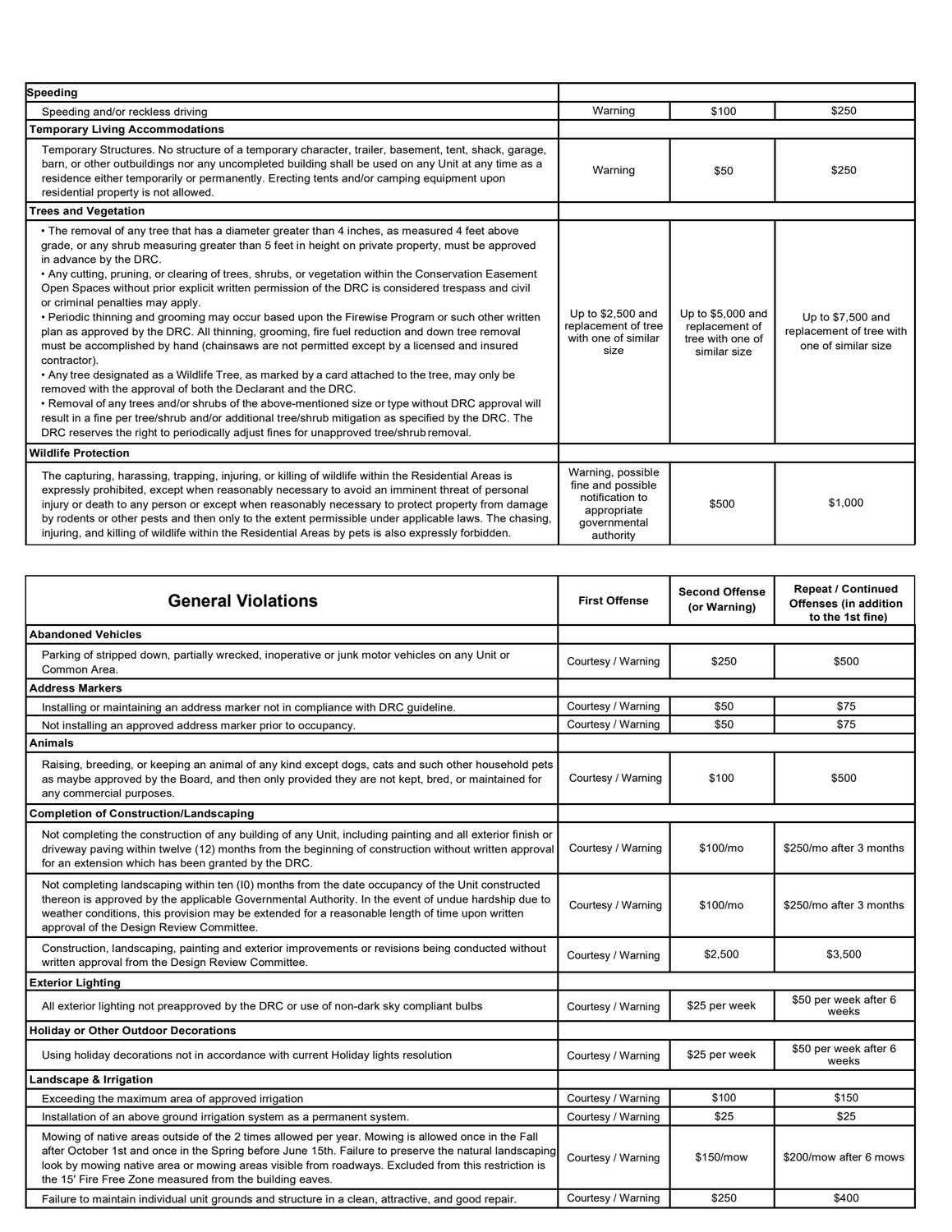| | | | |
|---|---|---|---|
| **Speeding** | | | |
| Speeding and/or reckless driving | Warning | $100 | $250 |
| **Temporary Living Accommodations** | | | |
| Temporary Structures. No structure of a temporary character, trailer, basement, tent, shack, garage, barn, or other outbuildings nor any uncompleted building shall be used on any Unit at any time as a residence either temporarily or permanently. Erecting tents and/or camping equipment upon residential property is not allowed. | Warning | $50 | $250 |
| **Trees and Vegetation** | | | |
| • The removal of any tree that has a diameter greater than 4 inches, as measured 4 feet above grade, or any shrub measuring greater than 5 feet in height on private property, must be approved in advance by the DRC.<br>• Any cutting, pruning, or clearing of trees, shrubs, or vegetation within the Conservation Easement Open Spaces without prior explicit written permission of the DRC is considered trespass and civil or criminal penalties may apply.<br>• Periodic thinning and grooming may occur based upon the Firewise Program or such other written plan as approved by the DRC. All thinning, grooming, fire fuel reduction and down tree removal must be accomplished by hand (chainsaws are not permitted except by a licensed and insured contractor).<br>• Any tree designated as a Wildlife Tree, as marked by a card attached to the tree, may only be removed with the approval of both the Declarant and the DRC.<br>• Removal of any trees and/or shrubs of the above-mentioned size or type without DRC approval will result in a fine per tree/shrub and/or additional tree/shrub mitigation as specified by the DRC. The DRC reserves the right to periodically adjust fines for unapproved tree/shrub removal. | Up to $2,500 and replacement of tree with one of similar size | Up to $5,000 and replacement of tree with one of similar size | Up to $7,500 and replacement of tree with one of similar size |
| **Wildlife Protection** | | | |
| The capturing, harassing, trapping, injuring, or killing of wildlife within the Residential Areas is expressly prohibited, except when reasonably necessary to avoid an imminent threat of personal injury or death to any person or except when reasonably necessary to protect property from damage by rodents or other pests and then only to the extent permissible under applicable laws. The chasing, injuring, and killing of wildlife within the Residential Areas by pets is also expressly forbidden. | Warning, possible fine and possible notification to appropriate governmental authority | $500 | $1,000 |

| General Violations | First Offense | Second Offense (or Warning) | Repeat / Continued Offenses (in addition to the 1st fine) |
|---|---|---|---|
| **Abandoned Vehicles** | | | |
| Parking of stripped down, partially wrecked, inoperative or junk motor vehicles on any Unit or Common Area. | Courtesy / Warning | $250 | $500 |
| **Address Markers** | | | |
| Installing or maintaining an address marker not in compliance with DRC guideline. | Courtesy / Warning | $50 | $75 |
| Not installing an approved address marker prior to occupancy. | Courtesy / Warning | $50 | $75 |
| **Animals** | | | |
| Raising, breeding, or keeping an animal of any kind except dogs, cats and such other household pets as maybe approved by the Board, and then only provided they are not kept, bred, or maintained for any commercial purposes. | Courtesy / Warning | $100 | $500 |
| **Completion of Construction/Landscaping** | | | |
| Not completing the construction of any building of any Unit, including painting and all exterior finish or driveway paving within twelve (12) months from the beginning of construction without written approval for an extension which has been granted by the DRC. | Courtesy / Warning | $100/mo | $250/mo after 3 months |
| Not completing landscaping within ten (I0) months from the date occupancy of the Unit constructed thereon is approved by the applicable Governmental Authority. In the event of undue hardship due to weather conditions, this provision may be extended for a reasonable length of time upon written approval of the Design Review Committee. | Courtesy / Warning | $100/mo | $250/mo after 3 months |
| Construction, landscaping, painting and exterior improvements or revisions being conducted without written approval from the Design Review Committee. | Courtesy / Warning | $2,500 | $3,500 |
| **Exterior Lighting** | | | |
| All exterior lighting not preapproved by the DRC or use of non-dark sky compliant bulbs | Courtesy / Warning | $25 per week | $50 per week after 6 weeks |
| **Holiday or Other Outdoor Decorations** | | | |
| Using holiday decorations not in accordance with current Holiday lights resolution | Courtesy / Warning | $25 per week | $50 per week after 6 weeks |
| **Landscape & Irrigation** | | | |
| Exceeding the maximum area of approved irrigation | Courtesy / Warning | $100 | $150 |
| Installation of an above ground irrigation system as a permanent system. | Courtesy / Warning | $25 | $25 |
| Mowing of native areas outside of the 2 times allowed per year. Mowing is allowed once in the Fall after October 1st and once in the Spring before June 15th. Failure to preserve the natural landscaping look by mowing native area or mowing areas visible from roadways. Excluded from this restriction is the 15' Fire Free Zone measured from the building eaves. | Courtesy / Warning | $150/mow | $200/mow after 6 mows |
| Failure to maintain individual unit grounds and structure in a clean, attractive, and good repair. | Courtesy / Warning | $250 | $400 |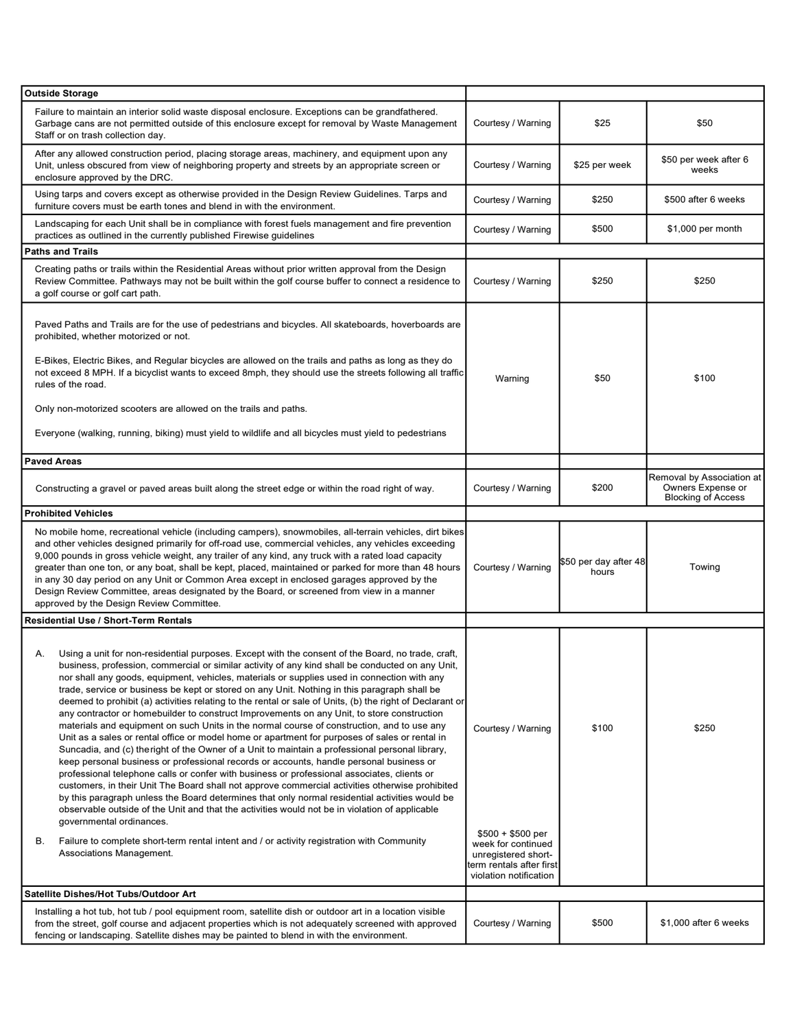| Outside Storage | | | |
|---|---|---|---|
| Failure to maintain an interior solid waste disposal enclosure. Exceptions can be grandfathered. Garbage cans are not permitted outside of this enclosure except for removal by Waste Management Staff or on trash collection day. | Courtesy / Warning | $25 | $50 |
| After any allowed construction period, placing storage areas, machinery, and equipment upon any Unit, unless obscured from view of neighboring property and streets by an appropriate screen or enclosure approved by the DRC. | Courtesy / Warning | $25 per week | $50 per week after 6 weeks |
| Using tarps and covers except as otherwise provided in the Design Review Guidelines. Tarps and furniture covers must be earth tones and blend in with the environment. | Courtesy / Warning | $250 | $500 after 6 weeks |
| Landscaping for each Unit shall be in compliance with forest fuels management and fire prevention practices as outlined in the currently published Firewise guidelines | Courtesy / Warning | $500 | $1,000 per month |
| **Paths and Trails** | | | |
| Creating paths or trails within the Residential Areas without prior written approval from the Design Review Committee. Pathways may not be built within the golf course buffer to connect a residence to a golf course or golf cart path. | Courtesy / Warning | $250 | $250 |
| Paved Paths and Trails are for the use of pedestrians and bicycles. All skateboards, hoverboards are prohibited, whether motorized or not.<br><br>E-Bikes, Electric Bikes, and Regular bicycles are allowed on the trails and paths as long as they do not exceed 8 MPH. If a bicyclist wants to exceed 8mph, they should use the streets following all traffic rules of the road.<br><br>Only non-motorized scooters are allowed on the trails and paths.<br><br>Everyone (walking, running, biking) must yield to wildlife and all bicycles must yield to pedestrians | Warning | $50 | $100 |
| **Paved Areas** | | | |
| Constructing a gravel or paved areas built along the street edge or within the road right of way. | Courtesy / Warning | $200 | Removal by Association at Owners Expense or Blocking of Access |
| **Prohibited Vehicles** | | | |
| No mobile home, recreational vehicle (including campers), snowmobiles, all-terrain vehicles, dirt bikes and other vehicles designed primarily for off-road use, commercial vehicles, any vehicles exceeding 9,000 pounds in gross vehicle weight, any trailer of any kind, any truck with a rated load capacity greater than one ton, or any boat, shall be kept, placed, maintained or parked for more than 48 hours in any 30 day period on any Unit or Common Area except in enclosed garages approved by the Design Review Committee, areas designated by the Board, or screened from view in a manner approved by the Design Review Committee. | Courtesy / Warning | $50 per day after 48 hours | Towing |
| **Residential Use / Short-Term Rentals** | | | |
| A. Using a unit for non-residential purposes. Except with the consent of the Board, no trade, craft, business, profession, commercial or similar activity of any kind shall be conducted on any Unit, nor shall any goods, equipment, vehicles, materials or supplies used in connection with any trade, service or business be kept or stored on any Unit. Nothing in this paragraph shall be deemed to prohibit (a) activities relating to the rental or sale of Units, (b) the right of Declarant or any contractor or homebuilder to construct Improvements on any Unit, to store construction materials and equipment on such Units in the normal course of construction, and to use any Unit as a sales or rental office or model home or apartment for purposes of sales or rental in Suncadia, and (c) theright of the Owner of a Unit to maintain a professional personal library, keep personal business or professional records or accounts, handle personal business or professional telephone calls or confer with business or professional associates, clients or customers, in their Unit The Board shall not approve commercial activities otherwise prohibited by this paragraph unless the Board determines that only normal residential activities would be observable outside of the Unit and that the activities would not be in violation of applicable governmental ordinances. | Courtesy / Warning | $100 | $250 |
| B. Failure to complete short-term rental intent and / or activity registration with Community Associations Management. | $500 + $500 per week for continued unregistered short-term rentals after first violation notification | | |
| **Satellite Dishes/Hot Tubs/Outdoor Art** | | | |
| Installing a hot tub, hot tub / pool equipment room, satellite dish or outdoor art in a location visible from the street, golf course and adjacent properties which is not adequately screened with approved fencing or landscaping. Satellite dishes may be painted to blend in with the environment. | Courtesy / Warning | $500 | $1,000 after 6 weeks |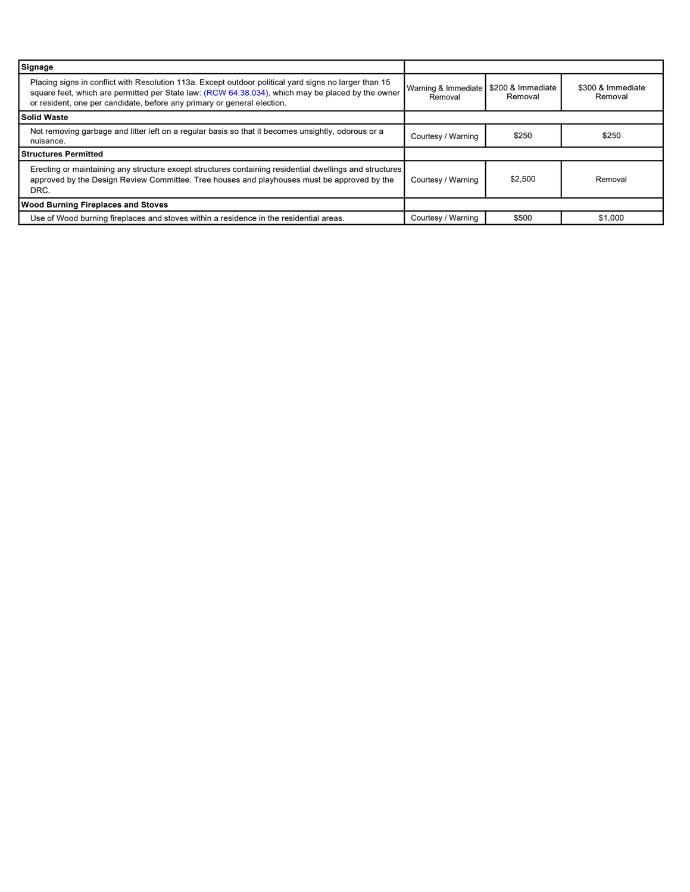| **Signage** | | | |
|---|---|---|---|
| Placing signs in conflict with Resolution 113a. Except outdoor political yard signs no larger than 15 square feet, which are permitted per State law: (RCW 64.38.034), which may be placed by the owner or resident, one per candidate, before any primary or general election. | Warning & Immediate Removal | $200 & Immediate Removal | $300 & Immediate Removal |
| **Solid Waste** | | | |
| Not removing garbage and litter left on a regular basis so that it becomes unsightly, odorous or a nuisance. | Courtesy / Warning | $250 | $250 |
| **Structures Permitted** | | | |
| Erecting or maintaining any structure except structures containing residential dwellings and structures approved by the Design Review Committee. Tree houses and playhouses must be approved by the DRC. | Courtesy / Warning | $2,500 | Removal |
| **Wood Burning Fireplaces and Stoves** | | | |
| Use of Wood burning fireplaces and stoves within a residence in the residential areas. | Courtesy / Warning | $500 | $1,000 |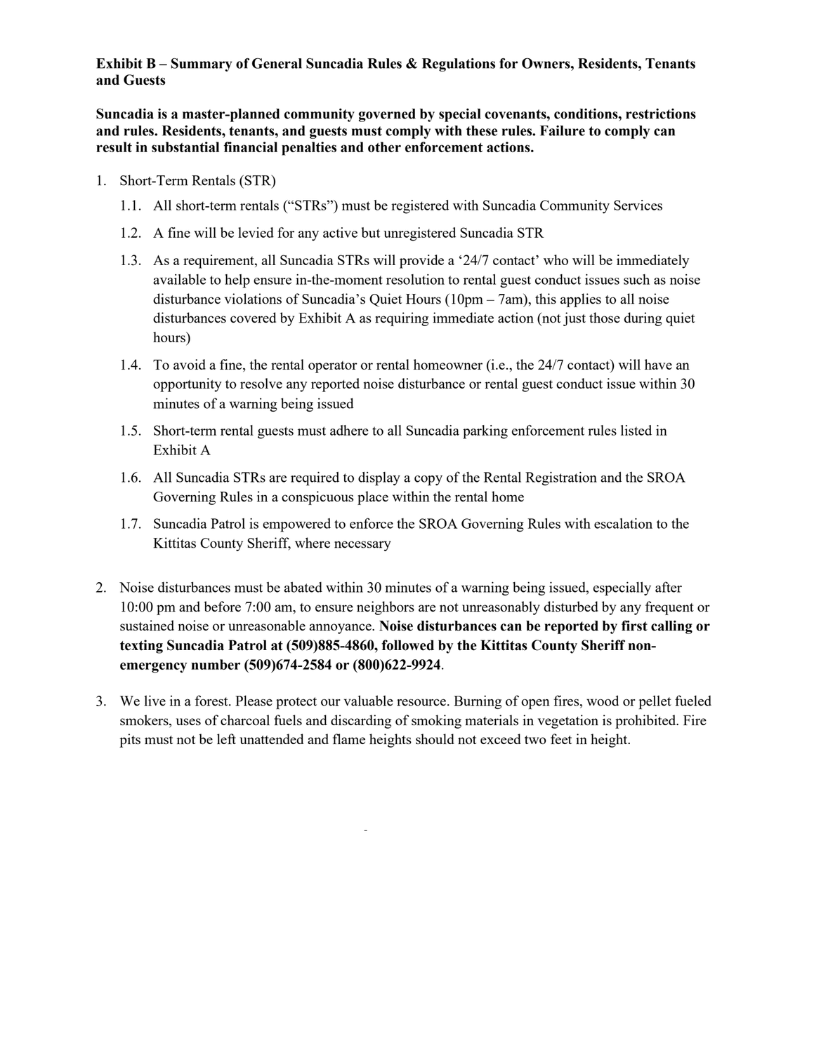**Exhibit B – Summary of General Suncadia Rules & Regulations for Owners, Residents, Tenants and Guests**

**Suncadia is a master-planned community governed by special covenants, conditions, restrictions and rules. Residents, tenants, and guests must comply with these rules. Failure to comply can result in substantial financial penalties and other enforcement actions.**

1. Short-Term Rentals (STR)
   1.1. All short-term rentals ("STRs") must be registered with Suncadia Community Services
   1.2. A fine will be levied for any active but unregistered Suncadia STR
   1.3. As a requirement, all Suncadia STRs will provide a '24/7 contact' who will be immediately available to help ensure in-the-moment resolution to rental guest conduct issues such as noise disturbance violations of Suncadia's Quiet Hours (10pm – 7am), this applies to all noise disturbances covered by Exhibit A as requiring immediate action (not just those during quiet hours)
   1.4. To avoid a fine, the rental operator or rental homeowner (i.e., the 24/7 contact) will have an opportunity to resolve any reported noise disturbance or rental guest conduct issue within 30 minutes of a warning being issued
   1.5. Short-term rental guests must adhere to all Suncadia parking enforcement rules listed in Exhibit A
   1.6. All Suncadia STRs are required to display a copy of the Rental Registration and the SROA Governing Rules in a conspicuous place within the rental home
   1.7. Suncadia Patrol is empowered to enforce the SROA Governing Rules with escalation to the Kittitas County Sheriff, where necessary

2. Noise disturbances must be abated within 30 minutes of a warning being issued, especially after 10:00 pm and before 7:00 am, to ensure neighbors are not unreasonably disturbed by any frequent or sustained noise or unreasonable annoyance. **Noise disturbances can be reported by first calling or texting Suncadia Patrol at (509)885-4860, followed by the Kittitas County Sheriff non-emergency number (509)674-2584 or (800)622-9924**.

3. We live in a forest. Please protect our valuable resource. Burning of open fires, wood or pellet fueled smokers, uses of charcoal fuels and discarding of smoking materials in vegetation is prohibited. Fire pits must not be left unattended and flame heights should not exceed two feet in height.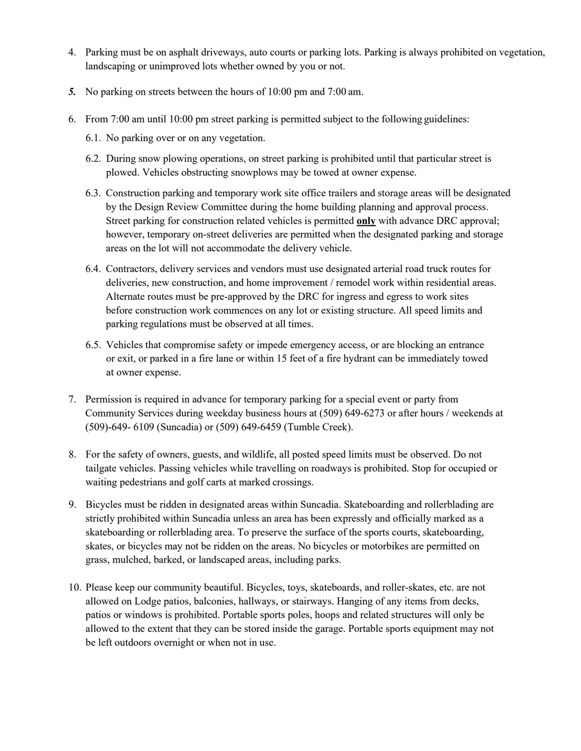4. Parking must be on asphalt driveways, auto courts or parking lots. Parking is always prohibited on vegetation, landscaping or unimproved lots whether owned by you or not.

5. No parking on streets between the hours of 10:00 pm and 7:00 am.

6. From 7:00 am until 10:00 pm street parking is permitted subject to the following guidelines:

   6.1. No parking over or on any vegetation.

   6.2. During snow plowing operations, on street parking is prohibited until that particular street is plowed. Vehicles obstructing snowplows may be towed at owner expense.

   6.3. Construction parking and temporary work site office trailers and storage areas will be designated by the Design Review Committee during the home building planning and approval process. Street parking for construction related vehicles is permitted **only** with advance DRC approval; however, temporary on-street deliveries are permitted when the designated parking and storage areas on the lot will not accommodate the delivery vehicle.

   6.4. Contractors, delivery services and vendors must use designated arterial road truck routes for deliveries, new construction, and home improvement / remodel work within residential areas. Alternate routes must be pre-approved by the DRC for ingress and egress to work sites before construction work commences on any lot or existing structure. All speed limits and parking regulations must be observed at all times.

   6.5. Vehicles that compromise safety or impede emergency access, or are blocking an entrance or exit, or parked in a fire lane or within 15 feet of a fire hydrant can be immediately towed at owner expense.

7. Permission is required in advance for temporary parking for a special event or party from Community Services during weekday business hours at (509) 649-6273 or after hours / weekends at (509)-649- 6109 (Suncadia) or (509) 649-6459 (Tumble Creek).

8. For the safety of owners, guests, and wildlife, all posted speed limits must be observed. Do not tailgate vehicles. Passing vehicles while travelling on roadways is prohibited. Stop for occupied or waiting pedestrians and golf carts at marked crossings.

9. Bicycles must be ridden in designated areas within Suncadia. Skateboarding and rollerblading are strictly prohibited within Suncadia unless an area has been expressly and officially marked as a skateboarding or rollerblading area. To preserve the surface of the sports courts, skateboarding, skates, or bicycles may not be ridden on the areas. No bicycles or motorbikes are permitted on grass, mulched, barked, or landscaped areas, including parks.

10. Please keep our community beautiful. Bicycles, toys, skateboards, and roller-skates, etc. are not allowed on Lodge patios, balconies, hallways, or stairways. Hanging of any items from decks, patios or windows is prohibited. Portable sports poles, hoops and related structures will only be allowed to the extent that they can be stored inside the garage. Portable sports equipment may not be left outdoors overnight or when not in use.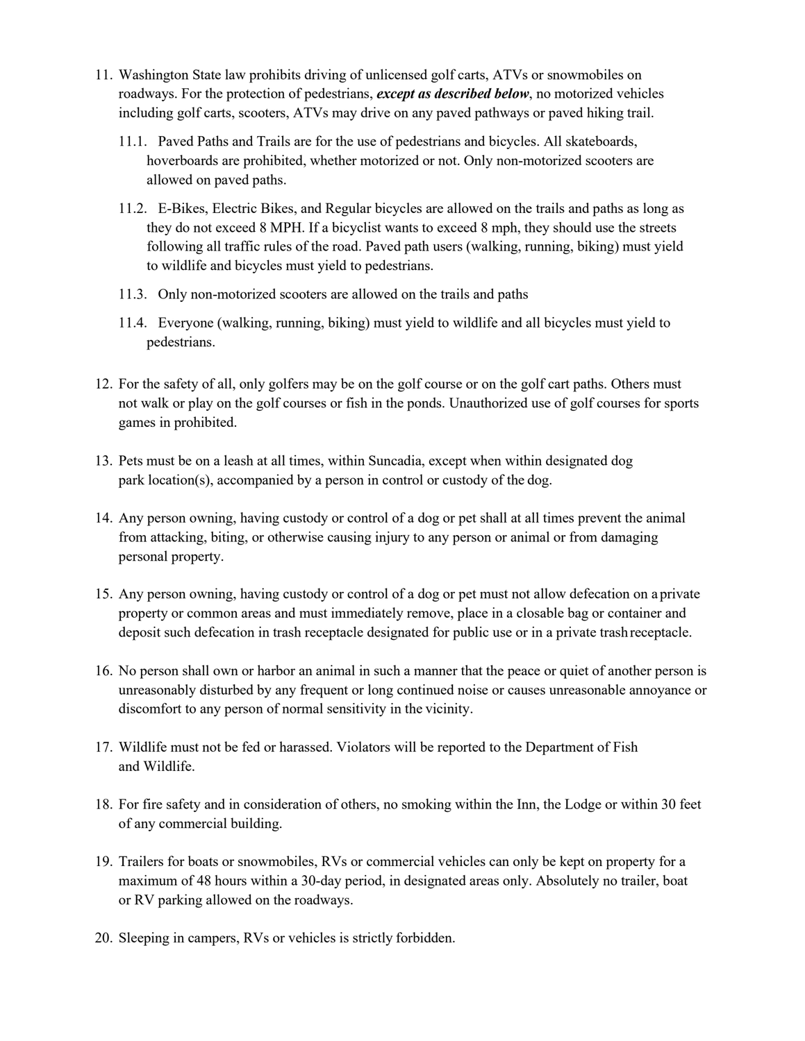11. Washington State law prohibits driving of unlicensed golf carts, ATVs or snowmobiles on roadways. For the protection of pedestrians, ***except as described below***, no motorized vehicles including golf carts, scooters, ATVs may drive on any paved pathways or paved hiking trail.
    11.1. Paved Paths and Trails are for the use of pedestrians and bicycles. All skateboards, hoverboards are prohibited, whether motorized or not. Only non-motorized scooters are allowed on paved paths.
    11.2. E-Bikes, Electric Bikes, and Regular bicycles are allowed on the trails and paths as long as they do not exceed 8 MPH. If a bicyclist wants to exceed 8 mph, they should use the streets following all traffic rules of the road. Paved path users (walking, running, biking) must yield to wildlife and bicycles must yield to pedestrians.
    11.3. Only non-motorized scooters are allowed on the trails and paths
    11.4. Everyone (walking, running, biking) must yield to wildlife and all bicycles must yield to pedestrians.

12. For the safety of all, only golfers may be on the golf course or on the golf cart paths. Others must not walk or play on the golf courses or fish in the ponds. Unauthorized use of golf courses for sports games in prohibited.

13. Pets must be on a leash at all times, within Suncadia, except when within designated dog park location(s), accompanied by a person in control or custody of the dog.

14. Any person owning, having custody or control of a dog or pet shall at all times prevent the animal from attacking, biting, or otherwise causing injury to any person or animal or from damaging personal property.

15. Any person owning, having custody or control of a dog or pet must not allow defecation on a private property or common areas and must immediately remove, place in a closable bag or container and deposit such defecation in trash receptacle designated for public use or in a private trash receptacle.

16. No person shall own or harbor an animal in such a manner that the peace or quiet of another person is unreasonably disturbed by any frequent or long continued noise or causes unreasonable annoyance or discomfort to any person of normal sensitivity in the vicinity.

17. Wildlife must not be fed or harassed. Violators will be reported to the Department of Fish and Wildlife.

18. For fire safety and in consideration of others, no smoking within the Inn, the Lodge or within 30 feet of any commercial building.

19. Trailers for boats or snowmobiles, RVs or commercial vehicles can only be kept on property for a maximum of 48 hours within a 30-day period, in designated areas only. Absolutely no trailer, boat or RV parking allowed on the roadways.

20. Sleeping in campers, RVs or vehicles is strictly forbidden.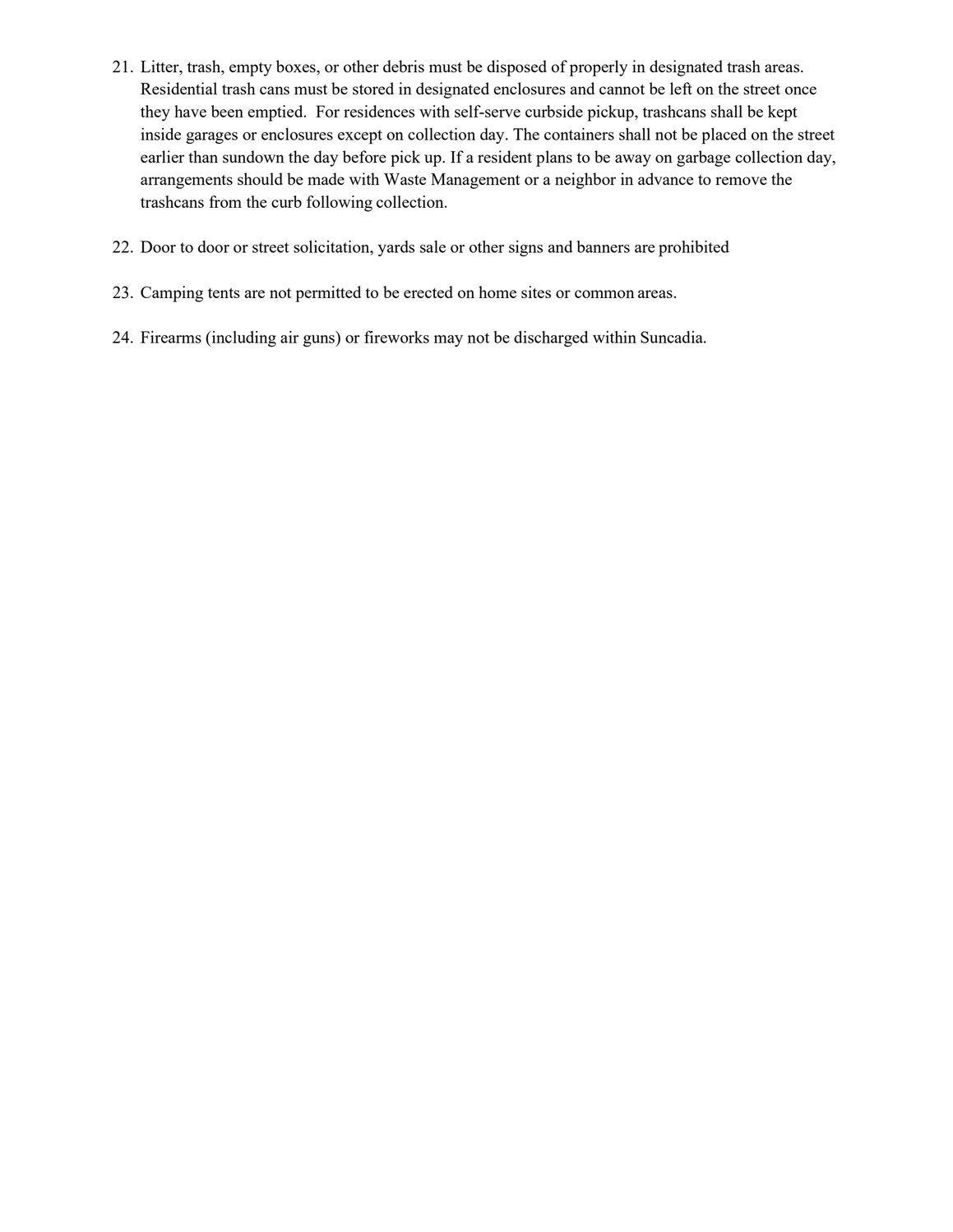21. Litter, trash, empty boxes, or other debris must be disposed of properly in designated trash areas. Residential trash cans must be stored in designated enclosures and cannot be left on the street once they have been emptied. For residences with self-serve curbside pickup, trashcans shall be kept inside garages or enclosures except on collection day. The containers shall not be placed on the street earlier than sundown the day before pick up. If a resident plans to be away on garbage collection day, arrangements should be made with Waste Management or a neighbor in advance to remove the trashcans from the curb following collection.

22. Door to door or street solicitation, yards sale or other signs and banners are prohibited

23. Camping tents are not permitted to be erected on home sites or common areas.

24. Firearms (including air guns) or fireworks may not be discharged within Suncadia.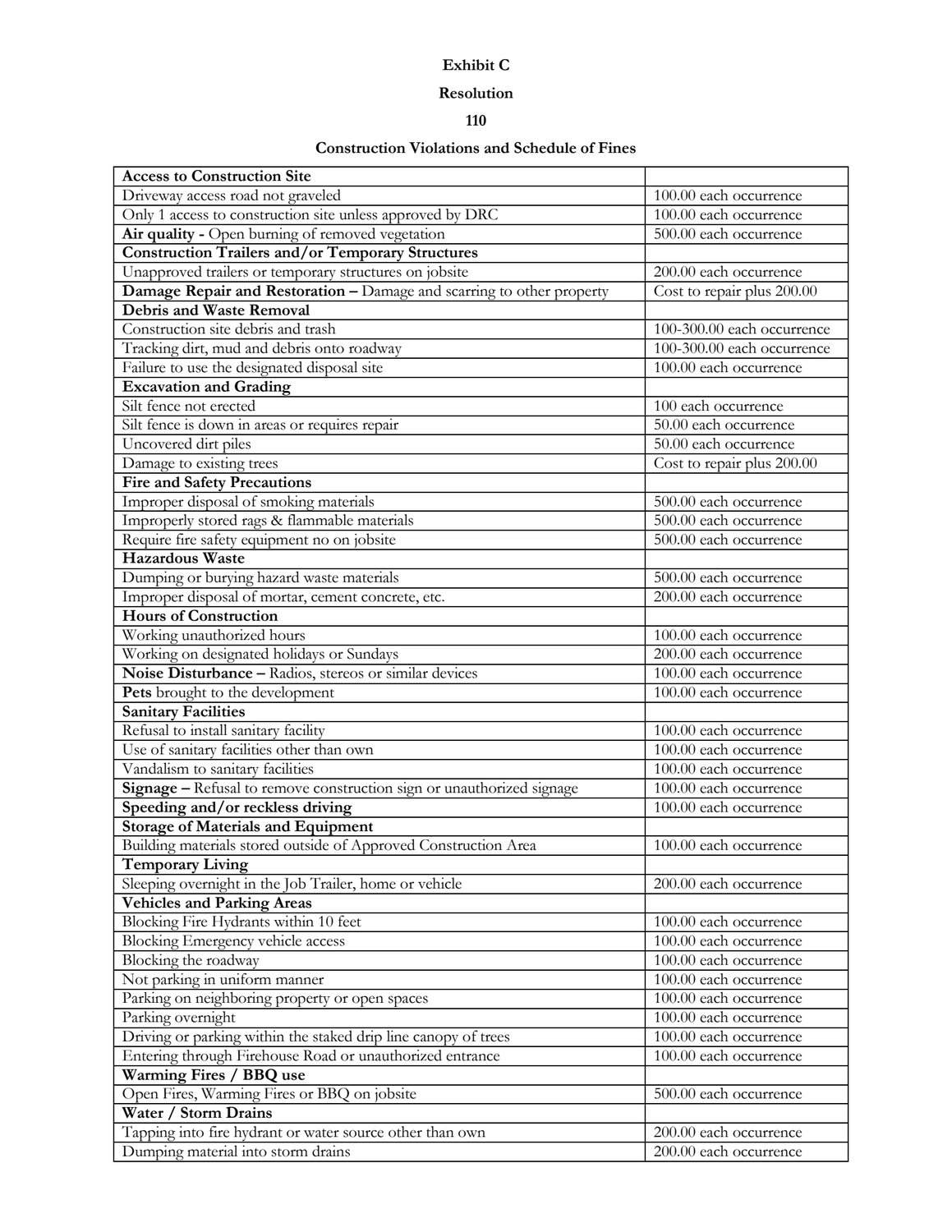**Exhibit C**

**Resolution**

**110**

**Construction Violations and Schedule of Fines**

| | |
|---|---|
| **Access to Construction Site** | |
| Driveway access road not graveled | 100.00 each occurrence |
| Only 1 access to construction site unless approved by DRC | 100.00 each occurrence |
| **Air quality -** Open burning of removed vegetation | 500.00 each occurrence |
| **Construction Trailers and/or Temporary Structures** | |
| Unapproved trailers or temporary structures on jobsite | 200.00 each occurrence |
| **Damage Repair and Restoration –** Damage and scarring to other property | Cost to repair plus 200.00 |
| **Debris and Waste Removal** | |
| Construction site debris and trash | 100-300.00 each occurrence |
| Tracking dirt, mud and debris onto roadway | 100-300.00 each occurrence |
| Failure to use the designated disposal site | 100.00 each occurrence |
| **Excavation and Grading** | |
| Silt fence not erected | 100 each occurrence |
| Silt fence is down in areas or requires repair | 50.00 each occurrence |
| Uncovered dirt piles | 50.00 each occurrence |
| Damage to existing trees | Cost to repair plus 200.00 |
| **Fire and Safety Precautions** | |
| Improper disposal of smoking materials | 500.00 each occurrence |
| Improperly stored rags & flammable materials | 500.00 each occurrence |
| Require fire safety equipment no on jobsite | 500.00 each occurrence |
| **Hazardous Waste** | |
| Dumping or burying hazard waste materials | 500.00 each occurrence |
| Improper disposal of mortar, cement concrete, etc. | 200.00 each occurrence |
| **Hours of Construction** | |
| Working unauthorized hours | 100.00 each occurrence |
| Working on designated holidays or Sundays | 200.00 each occurrence |
| **Noise Disturbance –** Radios, stereos or similar devices | 100.00 each occurrence |
| **Pets** brought to the development | 100.00 each occurrence |
| **Sanitary Facilities** | |
| Refusal to install sanitary facility | 100.00 each occurrence |
| Use of sanitary facilities other than own | 100.00 each occurrence |
| Vandalism to sanitary facilities | 100.00 each occurrence |
| **Signage –** Refusal to remove construction sign or unauthorized signage | 100.00 each occurrence |
| **Speeding and/or reckless driving** | 100.00 each occurrence |
| **Storage of Materials and Equipment** | |
| Building materials stored outside of Approved Construction Area | 100.00 each occurrence |
| **Temporary Living** | |
| Sleeping overnight in the Job Trailer, home or vehicle | 200.00 each occurrence |
| **Vehicles and Parking Areas** | |
| Blocking Fire Hydrants within 10 feet | 100.00 each occurrence |
| Blocking Emergency vehicle access | 100.00 each occurrence |
| Blocking the roadway | 100.00 each occurrence |
| Not parking in uniform manner | 100.00 each occurrence |
| Parking on neighboring property or open spaces | 100.00 each occurrence |
| Parking overnight | 100.00 each occurrence |
| Driving or parking within the staked drip line canopy of trees | 100.00 each occurrence |
| Entering through Firehouse Road or unauthorized entrance | 100.00 each occurrence |
| **Warming Fires / BBQ use** | |
| Open Fires, Warming Fires or BBQ on jobsite | 500.00 each occurrence |
| **Water / Storm Drains** | |
| Tapping into fire hydrant or water source other than own | 200.00 each occurrence |
| Dumping material into storm drains | 200.00 each occurrence |